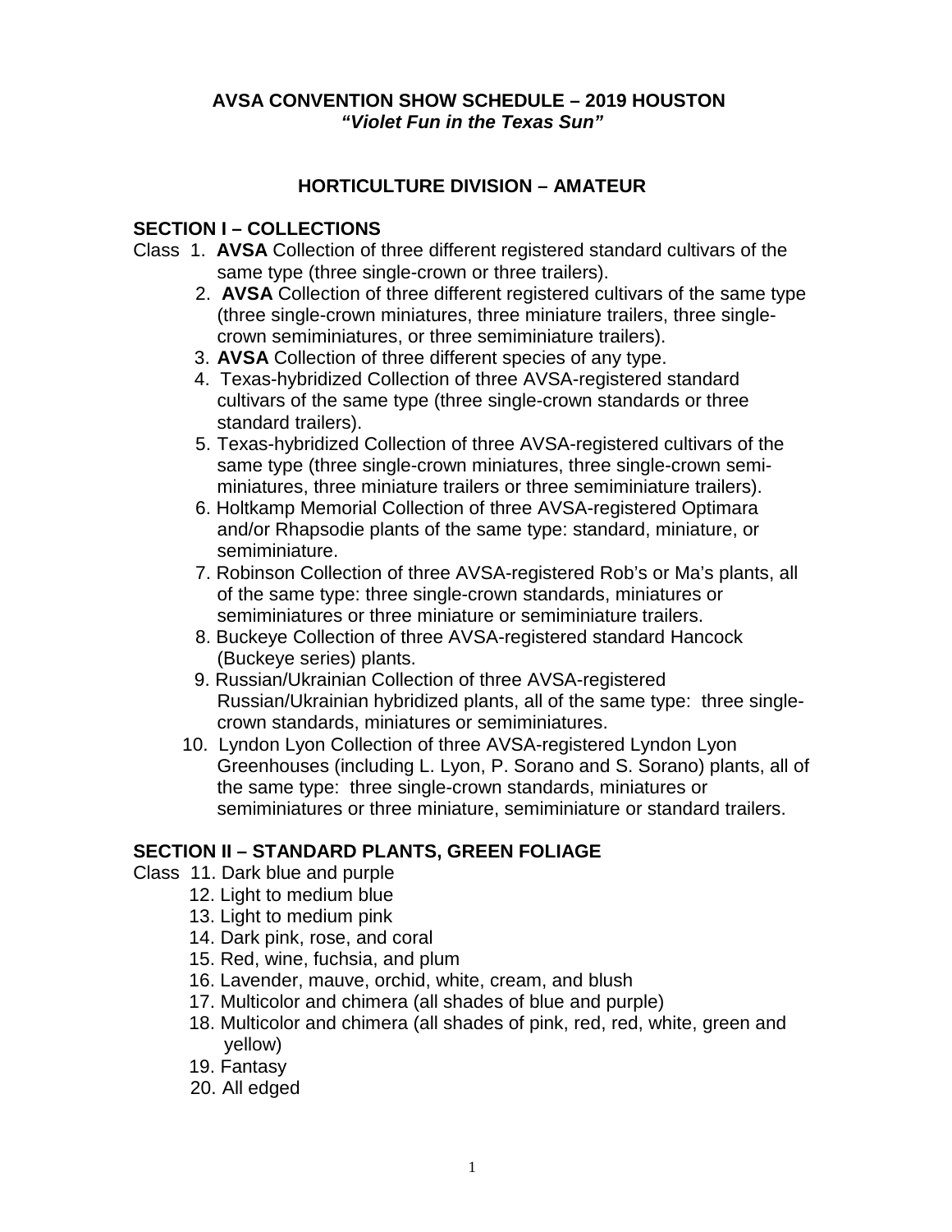**AVSA CONVENTION SHOW SCHEDULE – 2019 HOUSTON**
***"Violet Fun in the Texas Sun"***

## HORTICULTURE DIVISION – AMATEUR

### SECTION I – COLLECTIONS

Class 1. **AVSA** Collection of three different registered standard cultivars of the same type (three single-crown or three trailers).

2. **AVSA** Collection of three different registered cultivars of the same type (three single-crown miniatures, three miniature trailers, three single-crown semiminiatures, or three semiminiature trailers).
3. **AVSA** Collection of three different species of any type.
4. Texas-hybridized Collection of three AVSA-registered standard cultivars of the same type (three single-crown standards or three standard trailers).
5. Texas-hybridized Collection of three AVSA-registered cultivars of the same type (three single-crown miniatures, three single-crown semi-miniatures, three miniature trailers or three semiminiature trailers).
6. Holtkamp Memorial Collection of three AVSA-registered Optimara and/or Rhapsodie plants of the same type: standard, miniature, or semiminiature.
7. Robinson Collection of three AVSA-registered Rob's or Ma's plants, all of the same type: three single-crown standards, miniatures or semiminiatures or three miniature or semiminiature trailers.
8. Buckeye Collection of three AVSA-registered standard Hancock (Buckeye series) plants.
9. Russian/Ukrainian Collection of three AVSA-registered Russian/Ukrainian hybridized plants, all of the same type: three single-crown standards, miniatures or semiminiatures.
10. Lyndon Lyon Collection of three AVSA-registered Lyndon Lyon Greenhouses (including L. Lyon, P. Sorano and S. Sorano) plants, all of the same type: three single-crown standards, miniatures or semiminiatures or three miniature, semiminiature or standard trailers.

### SECTION II – STANDARD PLANTS, GREEN FOLIAGE

Class 11. Dark blue and purple

12. Light to medium blue
13. Light to medium pink
14. Dark pink, rose, and coral
15. Red, wine, fuchsia, and plum
16. Lavender, mauve, orchid, white, cream, and blush
17. Multicolor and chimera (all shades of blue and purple)
18. Multicolor and chimera (all shades of pink, red, red, white, green and yellow)
19. Fantasy
20. All edged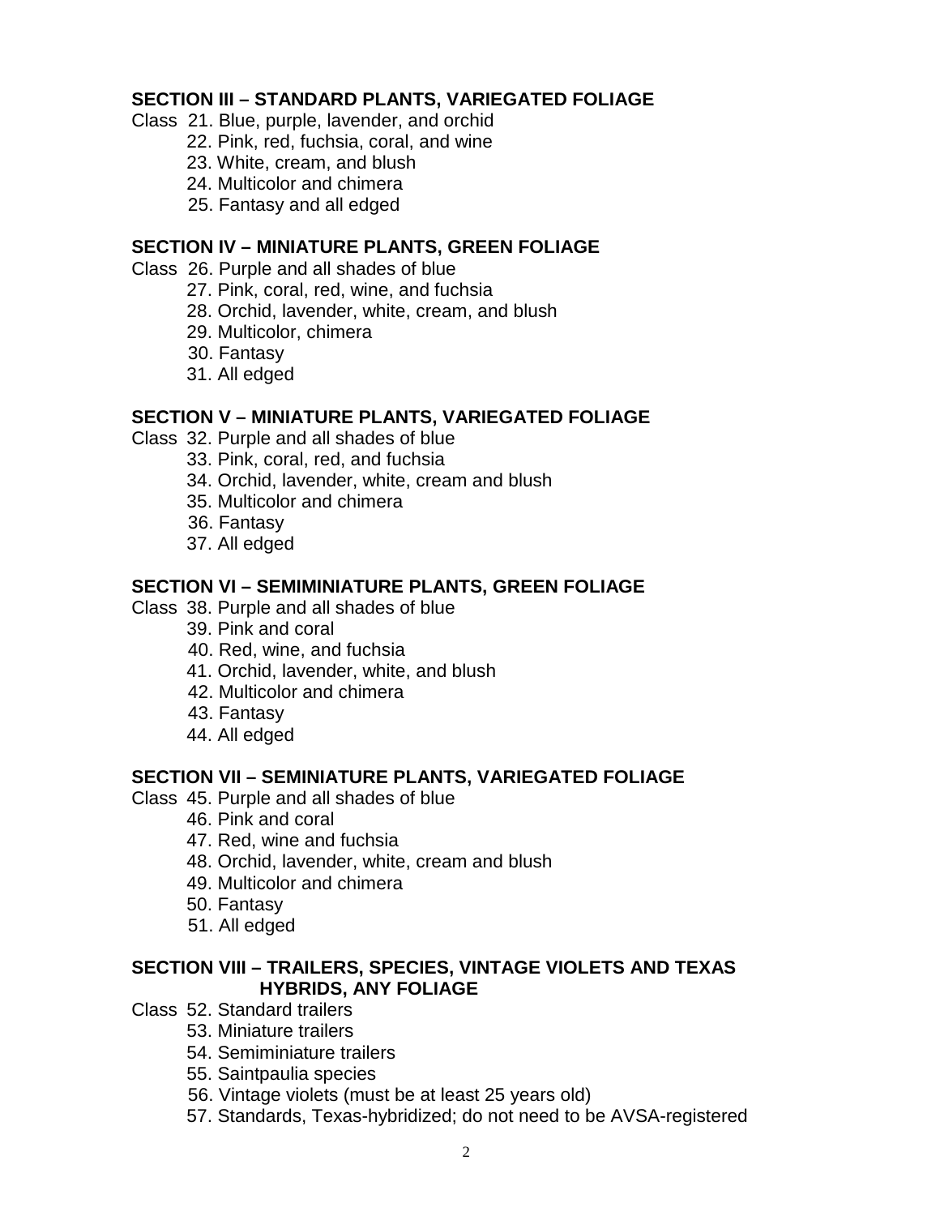### SECTION III – STANDARD PLANTS, VARIEGATED FOLIAGE

Class 21. Blue, purple, lavender, and orchid
22. Pink, red, fuchsia, coral, and wine
23. White, cream, and blush
24. Multicolor and chimera
25. Fantasy and all edged

### SECTION IV – MINIATURE PLANTS, GREEN FOLIAGE

Class 26. Purple and all shades of blue
27. Pink, coral, red, wine, and fuchsia
28. Orchid, lavender, white, cream, and blush
29. Multicolor, chimera
30. Fantasy
31. All edged

### SECTION V – MINIATURE PLANTS, VARIEGATED FOLIAGE

Class 32. Purple and all shades of blue
33. Pink, coral, red, and fuchsia
34. Orchid, lavender, white, cream and blush
35. Multicolor and chimera
36. Fantasy
37. All edged

### SECTION VI – SEMIMINIATURE PLANTS, GREEN FOLIAGE

Class 38. Purple and all shades of blue
39. Pink and coral
40. Red, wine, and fuchsia
41. Orchid, lavender, white, and blush
42. Multicolor and chimera
43. Fantasy
44. All edged

### SECTION VII – SEMINIATURE PLANTS, VARIEGATED FOLIAGE

Class 45. Purple and all shades of blue
46. Pink and coral
47. Red, wine and fuchsia
48. Orchid, lavender, white, cream and blush
49. Multicolor and chimera
50. Fantasy
51. All edged

### SECTION VIII – TRAILERS, SPECIES, VINTAGE VIOLETS AND TEXAS HYBRIDS, ANY FOLIAGE

Class 52. Standard trailers
53. Miniature trailers
54. Semiminiature trailers
55. Saintpaulia species
56. Vintage violets (must be at least 25 years old)
57. Standards, Texas-hybridized; do not need to be AVSA-registered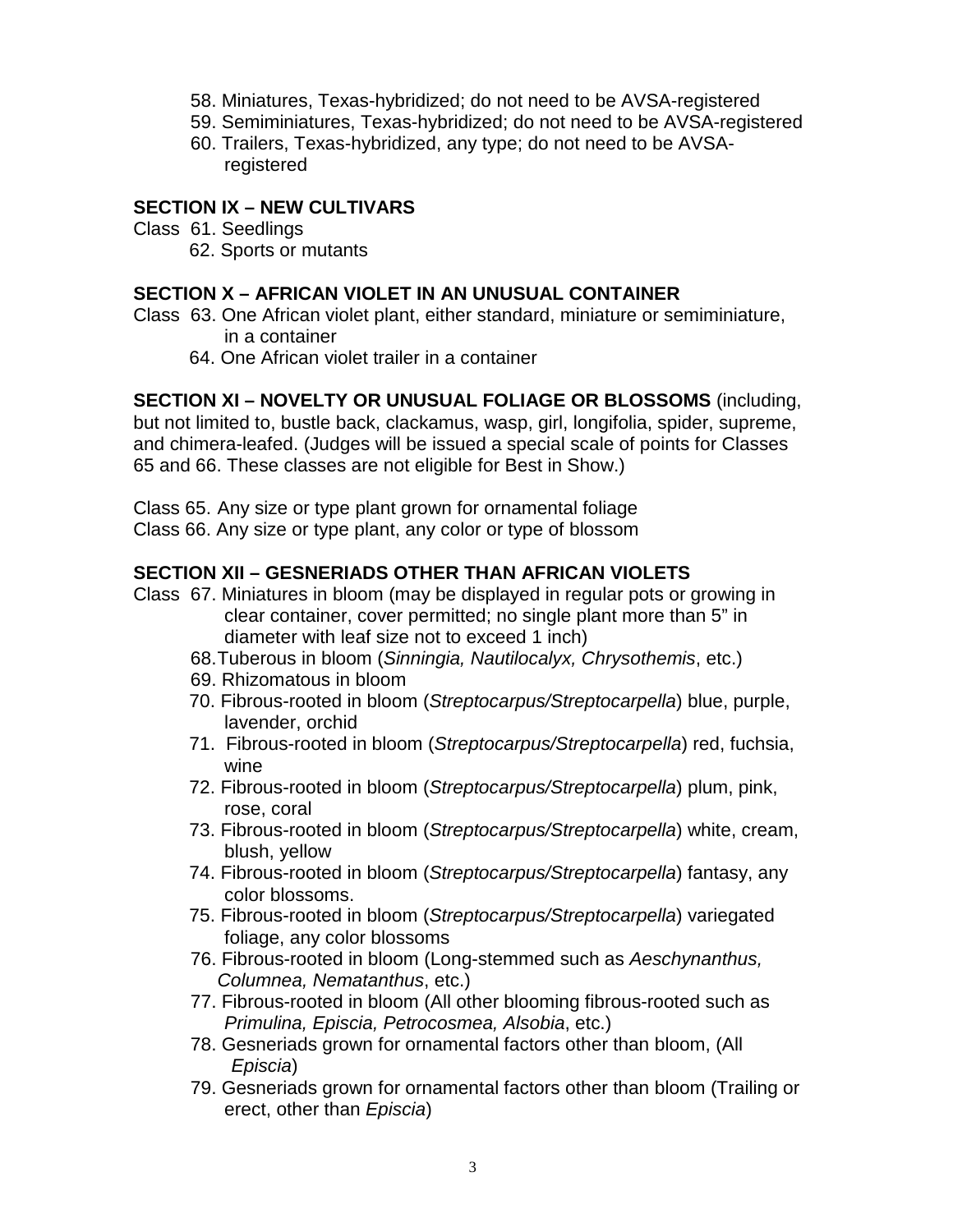58. Miniatures, Texas-hybridized; do not need to be AVSA-registered
59. Semiminiatures, Texas-hybridized; do not need to be AVSA-registered
60. Trailers, Texas-hybridized, any type; do not need to be AVSA-registered

**SECTION IX – NEW CULTIVARS**

Class 61. Seedlings
62. Sports or mutants

**SECTION X – AFRICAN VIOLET IN AN UNUSUAL CONTAINER**

Class 63. One African violet plant, either standard, miniature or semiminiature, in a container
64. One African violet trailer in a container

**SECTION XI – NOVELTY OR UNUSUAL FOLIAGE OR BLOSSOMS** (including, but not limited to, bustle back, clackamus, wasp, girl, longifolia, spider, supreme, and chimera-leafed. (Judges will be issued a special scale of points for Classes 65 and 66. These classes are not eligible for Best in Show.)

Class 65. Any size or type plant grown for ornamental foliage
Class 66. Any size or type plant, any color or type of blossom

**SECTION XII – GESNERIADS OTHER THAN AFRICAN VIOLETS**

Class 67. Miniatures in bloom (may be displayed in regular pots or growing in clear container, cover permitted; no single plant more than 5" in diameter with leaf size not to exceed 1 inch)
68. Tuberous in bloom (*Sinningia, Nautilocalyx, Chrysothemis*, etc.)
69. Rhizomatous in bloom
70. Fibrous-rooted in bloom (*Streptocarpus/Streptocarpella*) blue, purple, lavender, orchid
71. Fibrous-rooted in bloom (*Streptocarpus/Streptocarpella*) red, fuchsia, wine
72. Fibrous-rooted in bloom (*Streptocarpus/Streptocarpella*) plum, pink, rose, coral
73. Fibrous-rooted in bloom (*Streptocarpus/Streptocarpella*) white, cream, blush, yellow
74. Fibrous-rooted in bloom (*Streptocarpus/Streptocarpella*) fantasy, any color blossoms.
75. Fibrous-rooted in bloom (*Streptocarpus/Streptocarpella*) variegated foliage, any color blossoms
76. Fibrous-rooted in bloom (Long-stemmed such as *Aeschynanthus, Columnea, Nematanthus*, etc.)
77. Fibrous-rooted in bloom (All other blooming fibrous-rooted such as *Primulina, Episcia, Petrocosmea, Alsobia*, etc.)
78. Gesneriads grown for ornamental factors other than bloom, (All *Episcia*)
79. Gesneriads grown for ornamental factors other than bloom (Trailing or erect, other than *Episcia*)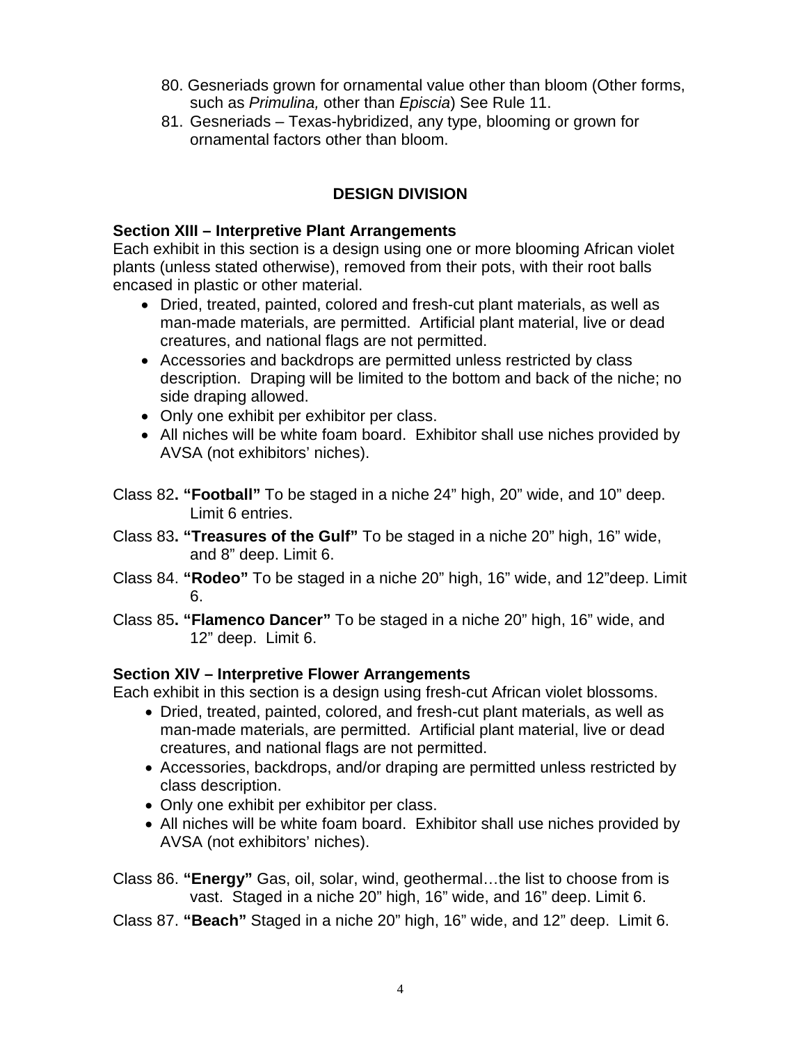80. Gesneriads grown for ornamental value other than bloom (Other forms, such as *Primulina,* other than *Episcia*) See Rule 11.
81. Gesneriads – Texas-hybridized, any type, blooming or grown for ornamental factors other than bloom.

## DESIGN DIVISION

### Section XIII – Interpretive Plant Arrangements

Each exhibit in this section is a design using one or more blooming African violet plants (unless stated otherwise), removed from their pots, with their root balls encased in plastic or other material.

- Dried, treated, painted, colored and fresh-cut plant materials, as well as man-made materials, are permitted. Artificial plant material, live or dead creatures, and national flags are not permitted.
- Accessories and backdrops are permitted unless restricted by class description. Draping will be limited to the bottom and back of the niche; no side draping allowed.
- Only one exhibit per exhibitor per class.
- All niches will be white foam board. Exhibitor shall use niches provided by AVSA (not exhibitors' niches).

Class 82**. "Football"** To be staged in a niche 24" high, 20" wide, and 10" deep. Limit 6 entries.

Class 83**. "Treasures of the Gulf"** To be staged in a niche 20" high, 16" wide, and 8" deep. Limit 6.

Class 84. **"Rodeo"** To be staged in a niche 20" high, 16" wide, and 12"deep. Limit 6.

Class 85**. "Flamenco Dancer"** To be staged in a niche 20" high, 16" wide, and 12" deep. Limit 6.

### Section XIV – Interpretive Flower Arrangements

Each exhibit in this section is a design using fresh-cut African violet blossoms.

- Dried, treated, painted, colored, and fresh-cut plant materials, as well as man-made materials, are permitted. Artificial plant material, live or dead creatures, and national flags are not permitted.
- Accessories, backdrops, and/or draping are permitted unless restricted by class description.
- Only one exhibit per exhibitor per class.
- All niches will be white foam board. Exhibitor shall use niches provided by AVSA (not exhibitors' niches).

Class 86. **"Energy"** Gas, oil, solar, wind, geothermal…the list to choose from is vast. Staged in a niche 20" high, 16" wide, and 16" deep. Limit 6.

Class 87. **"Beach"** Staged in a niche 20" high, 16" wide, and 12" deep. Limit 6.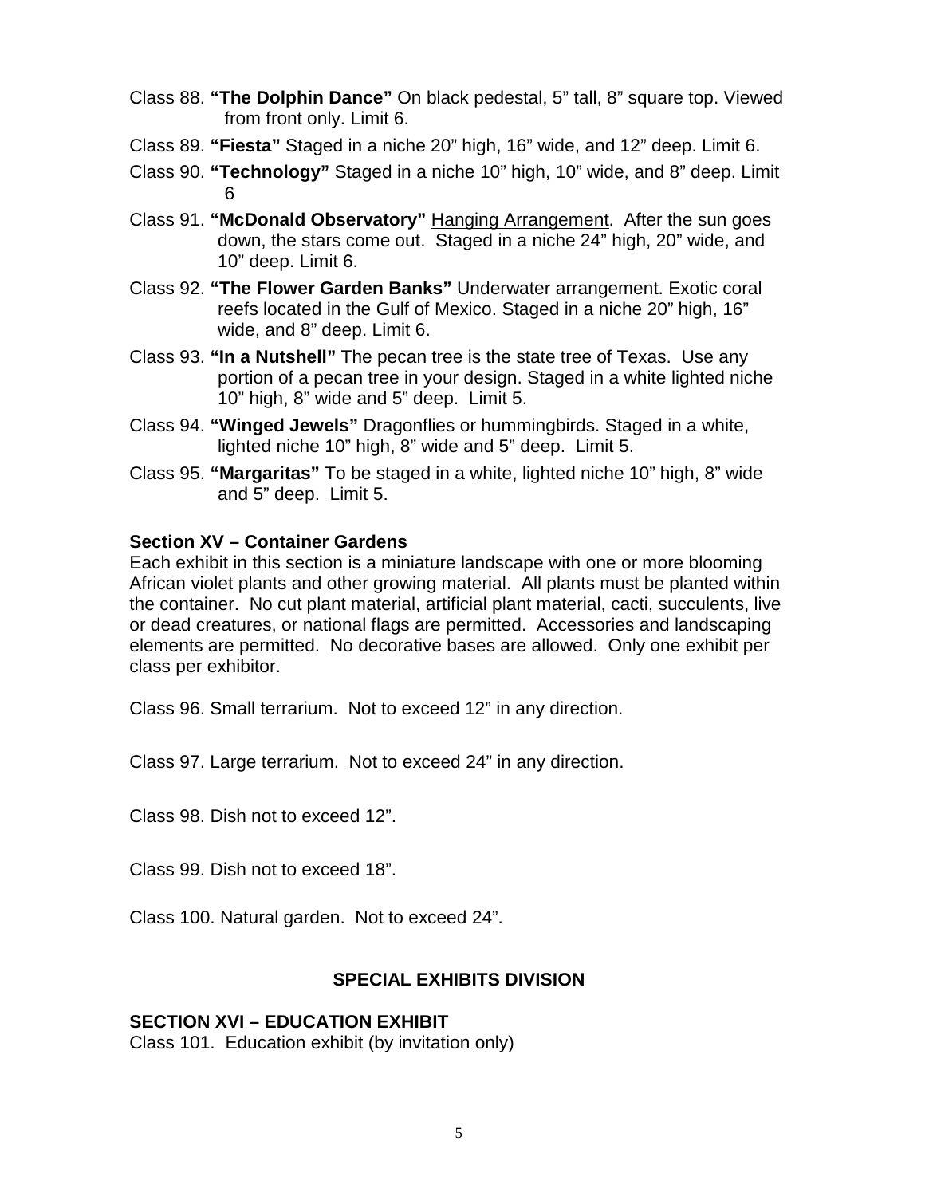Class 88. **"The Dolphin Dance"** On black pedestal, 5" tall, 8" square top. Viewed from front only. Limit 6.

Class 89. **"Fiesta"** Staged in a niche 20" high, 16" wide, and 12" deep. Limit 6.

Class 90. **"Technology"** Staged in a niche 10" high, 10" wide, and 8" deep. Limit 6

Class 91. **"McDonald Observatory"** Hanging Arrangement. After the sun goes down, the stars come out. Staged in a niche 24" high, 20" wide, and 10" deep. Limit 6.

Class 92. **"The Flower Garden Banks"** Underwater arrangement. Exotic coral reefs located in the Gulf of Mexico. Staged in a niche 20" high, 16" wide, and 8" deep. Limit 6.

Class 93. **"In a Nutshell"** The pecan tree is the state tree of Texas. Use any portion of a pecan tree in your design. Staged in a white lighted niche 10" high, 8" wide and 5" deep. Limit 5.

Class 94. **"Winged Jewels"** Dragonflies or hummingbirds. Staged in a white, lighted niche 10" high, 8" wide and 5" deep. Limit 5.

Class 95. **"Margaritas"** To be staged in a white, lighted niche 10" high, 8" wide and 5" deep. Limit 5.

**Section XV – Container Gardens**

Each exhibit in this section is a miniature landscape with one or more blooming African violet plants and other growing material. All plants must be planted within the container. No cut plant material, artificial plant material, cacti, succulents, live or dead creatures, or national flags are permitted. Accessories and landscaping elements are permitted. No decorative bases are allowed. Only one exhibit per class per exhibitor.

Class 96. Small terrarium. Not to exceed 12" in any direction.

Class 97. Large terrarium. Not to exceed 24" in any direction.

Class 98. Dish not to exceed 12".

Class 99. Dish not to exceed 18".

Class 100. Natural garden. Not to exceed 24".

## SPECIAL EXHIBITS DIVISION

**SECTION XVI – EDUCATION EXHIBIT**

Class 101. Education exhibit (by invitation only)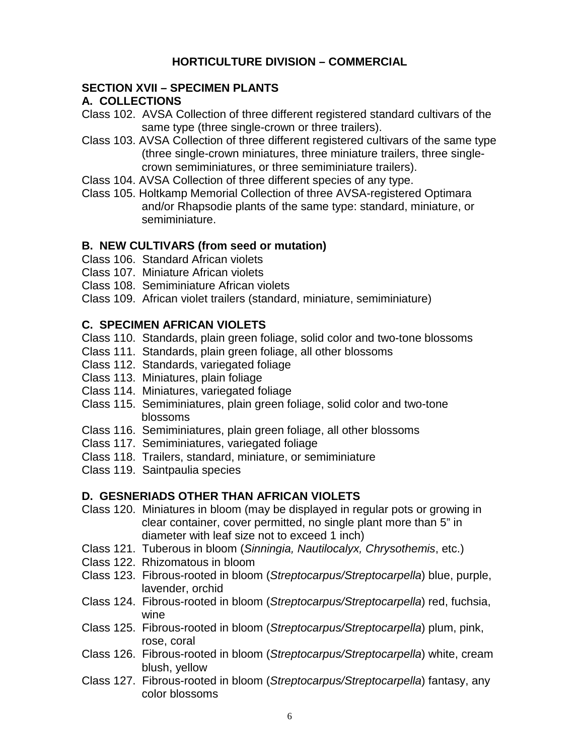## HORTICULTURE DIVISION – COMMERCIAL

### SECTION XVII – SPECIMEN PLANTS

#### A. COLLECTIONS

Class 102. AVSA Collection of three different registered standard cultivars of the same type (three single-crown or three trailers).

Class 103. AVSA Collection of three different registered cultivars of the same type (three single-crown miniatures, three miniature trailers, three single-crown semiminiatures, or three semiminiature trailers).

Class 104. AVSA Collection of three different species of any type.

Class 105. Holtkamp Memorial Collection of three AVSA-registered Optimara and/or Rhapsodie plants of the same type: standard, miniature, or semiminiature.

#### B. NEW CULTIVARS (from seed or mutation)

Class 106. Standard African violets

Class 107. Miniature African violets

Class 108. Semiminiature African violets

Class 109. African violet trailers (standard, miniature, semiminiature)

#### C. SPECIMEN AFRICAN VIOLETS

Class 110. Standards, plain green foliage, solid color and two-tone blossoms

Class 111. Standards, plain green foliage, all other blossoms

Class 112. Standards, variegated foliage

Class 113. Miniatures, plain foliage

Class 114. Miniatures, variegated foliage

Class 115. Semiminiatures, plain green foliage, solid color and two-tone blossoms

Class 116. Semiminiatures, plain green foliage, all other blossoms

Class 117. Semiminiatures, variegated foliage

Class 118. Trailers, standard, miniature, or semiminiature

Class 119. Saintpaulia species

#### D. GESNERIADS OTHER THAN AFRICAN VIOLETS

Class 120. Miniatures in bloom (may be displayed in regular pots or growing in clear container, cover permitted, no single plant more than 5” in diameter with leaf size not to exceed 1 inch)

Class 121. Tuberous in bloom (*Sinningia, Nautilocalyx, Chrysothemis*, etc.)

Class 122. Rhizomatous in bloom

Class 123. Fibrous-rooted in bloom (*Streptocarpus/Streptocarpella*) blue, purple, lavender, orchid

Class 124. Fibrous-rooted in bloom (*Streptocarpus/Streptocarpella*) red, fuchsia, wine

Class 125. Fibrous-rooted in bloom (*Streptocarpus/Streptocarpella*) plum, pink, rose, coral

Class 126. Fibrous-rooted in bloom (*Streptocarpus/Streptocarpella*) white, cream blush, yellow

Class 127. Fibrous-rooted in bloom (*Streptocarpus/Streptocarpella*) fantasy, any color blossoms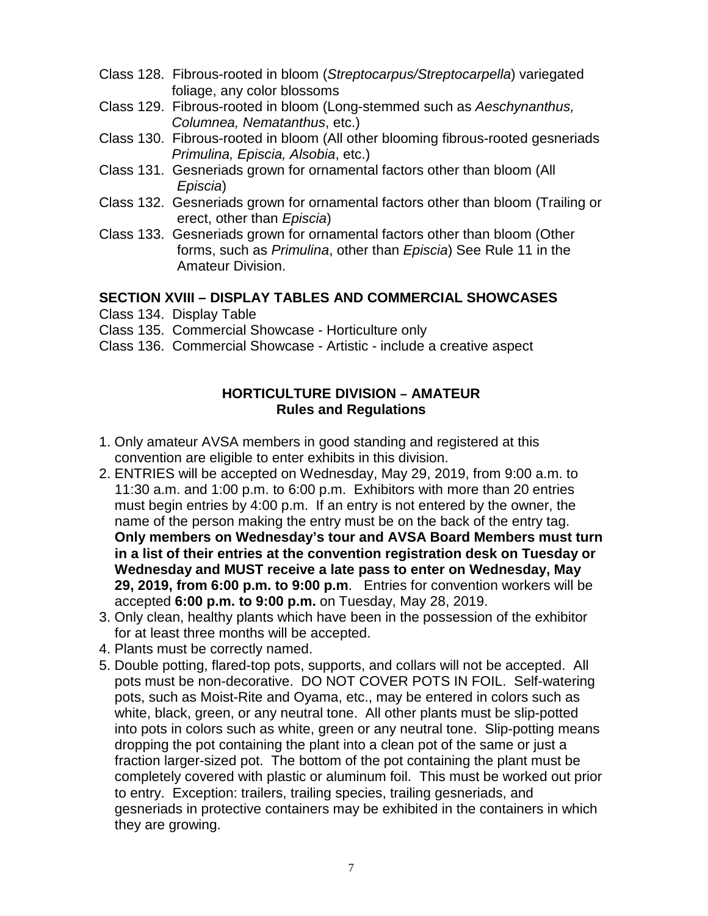Class 128. Fibrous-rooted in bloom (*Streptocarpus/Streptocarpella*) variegated foliage, any color blossoms

Class 129. Fibrous-rooted in bloom (Long-stemmed such as *Aeschynanthus, Columnea, Nematanthus*, etc.)

Class 130. Fibrous-rooted in bloom (All other blooming fibrous-rooted gesneriads *Primulina, Episcia, Alsobia*, etc.)

Class 131. Gesneriads grown for ornamental factors other than bloom (All *Episcia*)

Class 132. Gesneriads grown for ornamental factors other than bloom (Trailing or erect, other than *Episcia*)

Class 133. Gesneriads grown for ornamental factors other than bloom (Other forms, such as *Primulina*, other than *Episcia*) See Rule 11 in the Amateur Division.

## SECTION XVIII – DISPLAY TABLES AND COMMERCIAL SHOWCASES

Class 134. Display Table

Class 135. Commercial Showcase - Horticulture only

Class 136. Commercial Showcase - Artistic - include a creative aspect

## HORTICULTURE DIVISION – AMATEUR
### Rules and Regulations

1. Only amateur AVSA members in good standing and registered at this convention are eligible to enter exhibits in this division.
2. ENTRIES will be accepted on Wednesday, May 29, 2019, from 9:00 a.m. to 11:30 a.m. and 1:00 p.m. to 6:00 p.m. Exhibitors with more than 20 entries must begin entries by 4:00 p.m. If an entry is not entered by the owner, the name of the person making the entry must be on the back of the entry tag. **Only members on Wednesday's tour and AVSA Board Members must turn in a list of their entries at the convention registration desk on Tuesday or Wednesday and MUST receive a late pass to enter on Wednesday, May 29, 2019, from 6:00 p.m. to 9:00 p.m**. Entries for convention workers will be accepted **6:00 p.m. to 9:00 p.m.** on Tuesday, May 28, 2019.
3. Only clean, healthy plants which have been in the possession of the exhibitor for at least three months will be accepted.
4. Plants must be correctly named.
5. Double potting, flared-top pots, supports, and collars will not be accepted. All pots must be non-decorative. DO NOT COVER POTS IN FOIL. Self-watering pots, such as Moist-Rite and Oyama, etc., may be entered in colors such as white, black, green, or any neutral tone. All other plants must be slip-potted into pots in colors such as white, green or any neutral tone. Slip-potting means dropping the pot containing the plant into a clean pot of the same or just a fraction larger-sized pot. The bottom of the pot containing the plant must be completely covered with plastic or aluminum foil. This must be worked out prior to entry. Exception: trailers, trailing species, trailing gesneriads, and gesneriads in protective containers may be exhibited in the containers in which they are growing.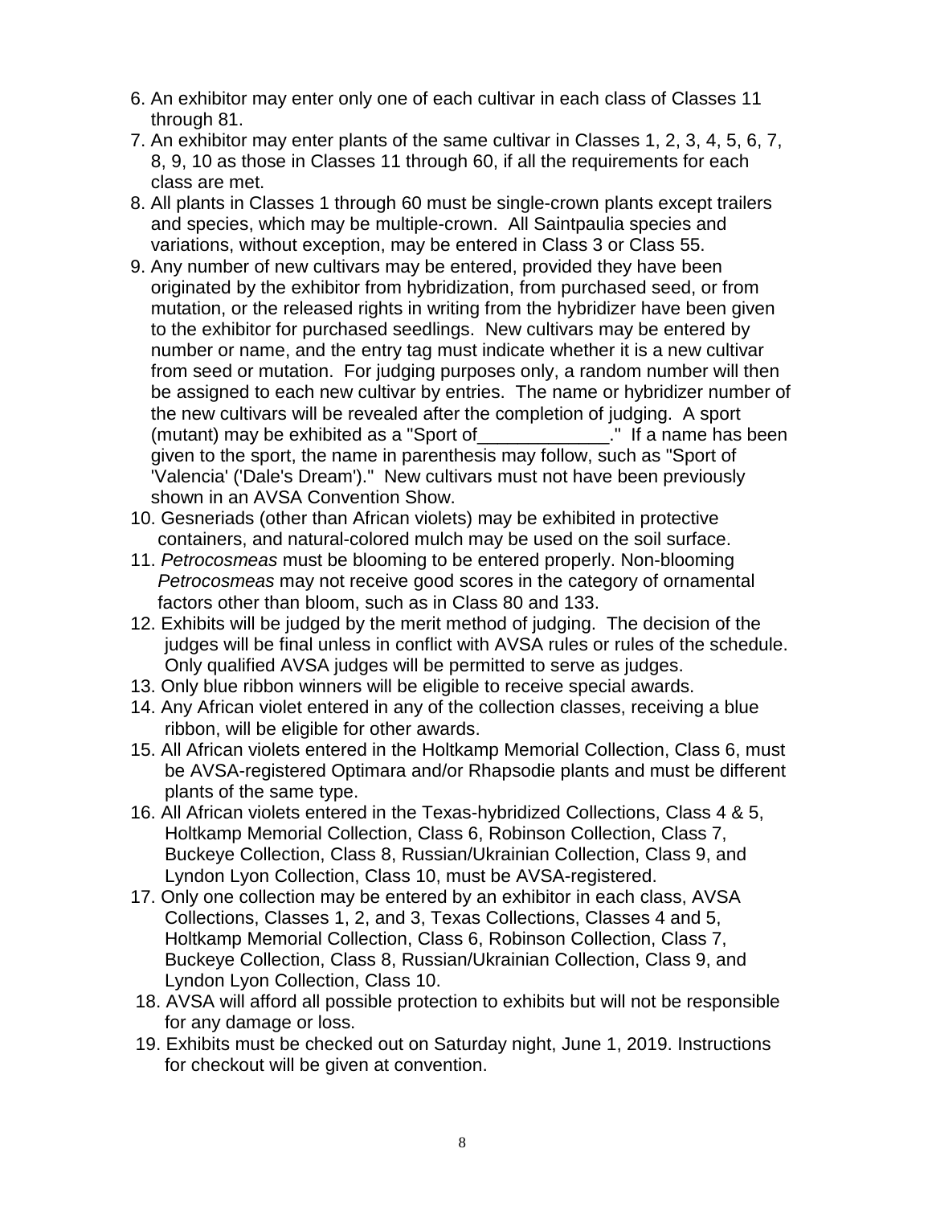6. An exhibitor may enter only one of each cultivar in each class of Classes 11 through 81.
7. An exhibitor may enter plants of the same cultivar in Classes 1, 2, 3, 4, 5, 6, 7, 8, 9, 10 as those in Classes 11 through 60, if all the requirements for each class are met.
8. All plants in Classes 1 through 60 must be single-crown plants except trailers and species, which may be multiple-crown. All Saintpaulia species and variations, without exception, may be entered in Class 3 or Class 55.
9. Any number of new cultivars may be entered, provided they have been originated by the exhibitor from hybridization, from purchased seed, or from mutation, or the released rights in writing from the hybridizer have been given to the exhibitor for purchased seedlings. New cultivars may be entered by number or name, and the entry tag must indicate whether it is a new cultivar from seed or mutation. For judging purposes only, a random number will then be assigned to each new cultivar by entries. The name or hybridizer number of the new cultivars will be revealed after the completion of judging. A sport (mutant) may be exhibited as a "Sport of_____________." If a name has been given to the sport, the name in parenthesis may follow, such as "Sport of 'Valencia' ('Dale's Dream')." New cultivars must not have been previously shown in an AVSA Convention Show.
10. Gesneriads (other than African violets) may be exhibited in protective containers, and natural-colored mulch may be used on the soil surface.
11. *Petrocosmeas* must be blooming to be entered properly. Non-blooming *Petrocosmeas* may not receive good scores in the category of ornamental factors other than bloom, such as in Class 80 and 133.
12. Exhibits will be judged by the merit method of judging. The decision of the judges will be final unless in conflict with AVSA rules or rules of the schedule. Only qualified AVSA judges will be permitted to serve as judges.
13. Only blue ribbon winners will be eligible to receive special awards.
14. Any African violet entered in any of the collection classes, receiving a blue ribbon, will be eligible for other awards.
15. All African violets entered in the Holtkamp Memorial Collection, Class 6, must be AVSA-registered Optimara and/or Rhapsodie plants and must be different plants of the same type.
16. All African violets entered in the Texas-hybridized Collections, Class 4 & 5, Holtkamp Memorial Collection, Class 6, Robinson Collection, Class 7, Buckeye Collection, Class 8, Russian/Ukrainian Collection, Class 9, and Lyndon Lyon Collection, Class 10, must be AVSA-registered.
17. Only one collection may be entered by an exhibitor in each class, AVSA Collections, Classes 1, 2, and 3, Texas Collections, Classes 4 and 5, Holtkamp Memorial Collection, Class 6, Robinson Collection, Class 7, Buckeye Collection, Class 8, Russian/Ukrainian Collection, Class 9, and Lyndon Lyon Collection, Class 10.
18. AVSA will afford all possible protection to exhibits but will not be responsible for any damage or loss.
19. Exhibits must be checked out on Saturday night, June 1, 2019. Instructions for checkout will be given at convention.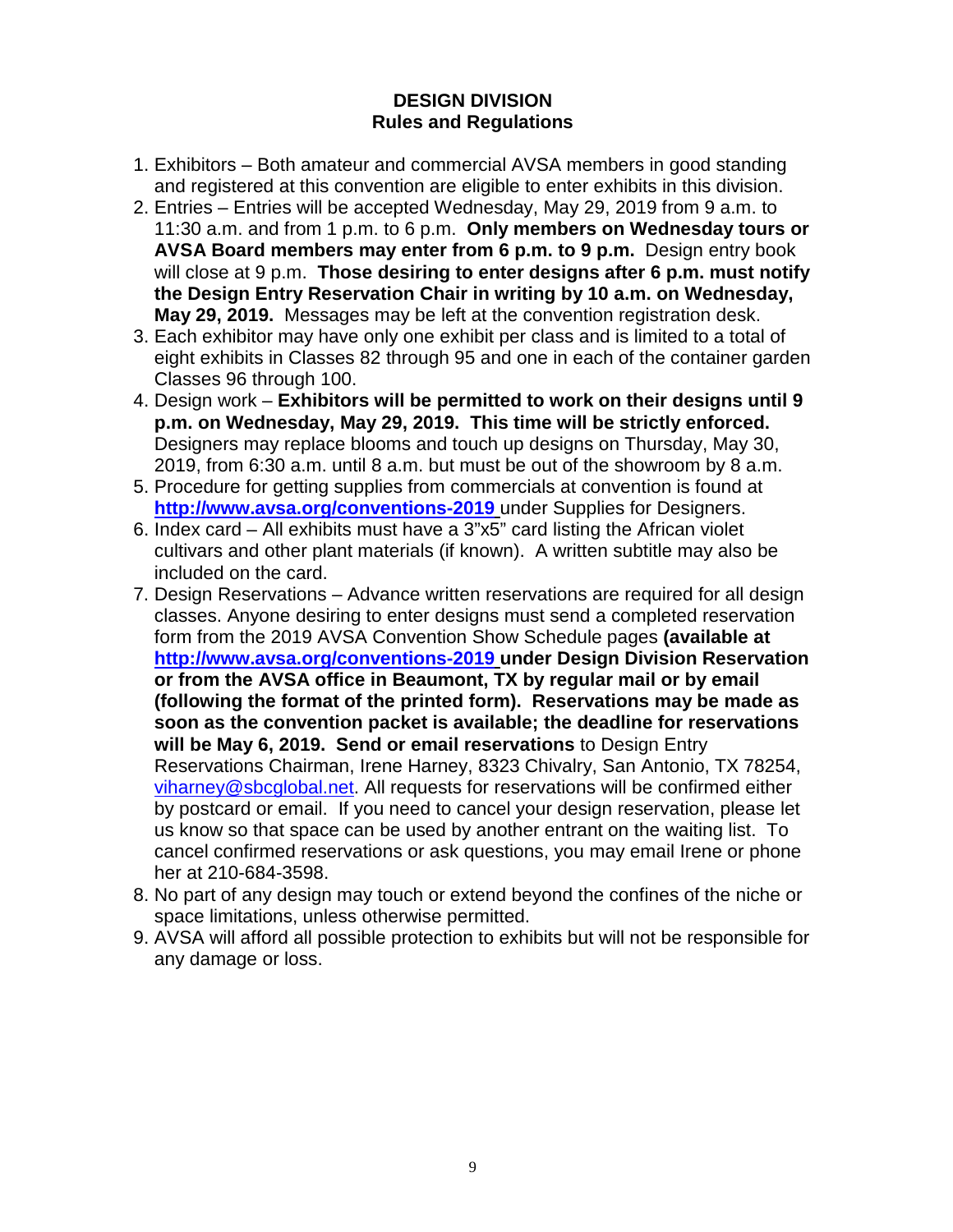## DESIGN DIVISION
## Rules and Regulations

1. Exhibitors – Both amateur and commercial AVSA members in good standing and registered at this convention are eligible to enter exhibits in this division.
2. Entries – Entries will be accepted Wednesday, May 29, 2019 from 9 a.m. to 11:30 a.m. and from 1 p.m. to 6 p.m. **Only members on Wednesday tours or AVSA Board members may enter from 6 p.m. to 9 p.m.** Design entry book will close at 9 p.m. **Those desiring to enter designs after 6 p.m. must notify the Design Entry Reservation Chair in writing by 10 a.m. on Wednesday, May 29, 2019.** Messages may be left at the convention registration desk.
3. Each exhibitor may have only one exhibit per class and is limited to a total of eight exhibits in Classes 82 through 95 and one in each of the container garden Classes 96 through 100.
4. Design work – **Exhibitors will be permitted to work on their designs until 9 p.m. on Wednesday, May 29, 2019. This time will be strictly enforced.** Designers may replace blooms and touch up designs on Thursday, May 30, 2019, from 6:30 a.m. until 8 a.m. but must be out of the showroom by 8 a.m.
5. Procedure for getting supplies from commercials at convention is found at **http://www.avsa.org/conventions-2019** under Supplies for Designers.
6. Index card – All exhibits must have a 3"x5" card listing the African violet cultivars and other plant materials (if known). A written subtitle may also be included on the card.
7. Design Reservations – Advance written reservations are required for all design classes. Anyone desiring to enter designs must send a completed reservation form from the 2019 AVSA Convention Show Schedule pages **(available at http://www.avsa.org/conventions-2019 under Design Division Reservation or from the AVSA office in Beaumont, TX by regular mail or by email (following the format of the printed form). Reservations may be made as soon as the convention packet is available; the deadline for reservations will be May 6, 2019. Send or email reservations** to Design Entry Reservations Chairman, Irene Harney, 8323 Chivalry, San Antonio, TX 78254, viharney@sbcglobal.net. All requests for reservations will be confirmed either by postcard or email. If you need to cancel your design reservation, please let us know so that space can be used by another entrant on the waiting list. To cancel confirmed reservations or ask questions, you may email Irene or phone her at 210-684-3598.
8. No part of any design may touch or extend beyond the confines of the niche or space limitations, unless otherwise permitted.
9. AVSA will afford all possible protection to exhibits but will not be responsible for any damage or loss.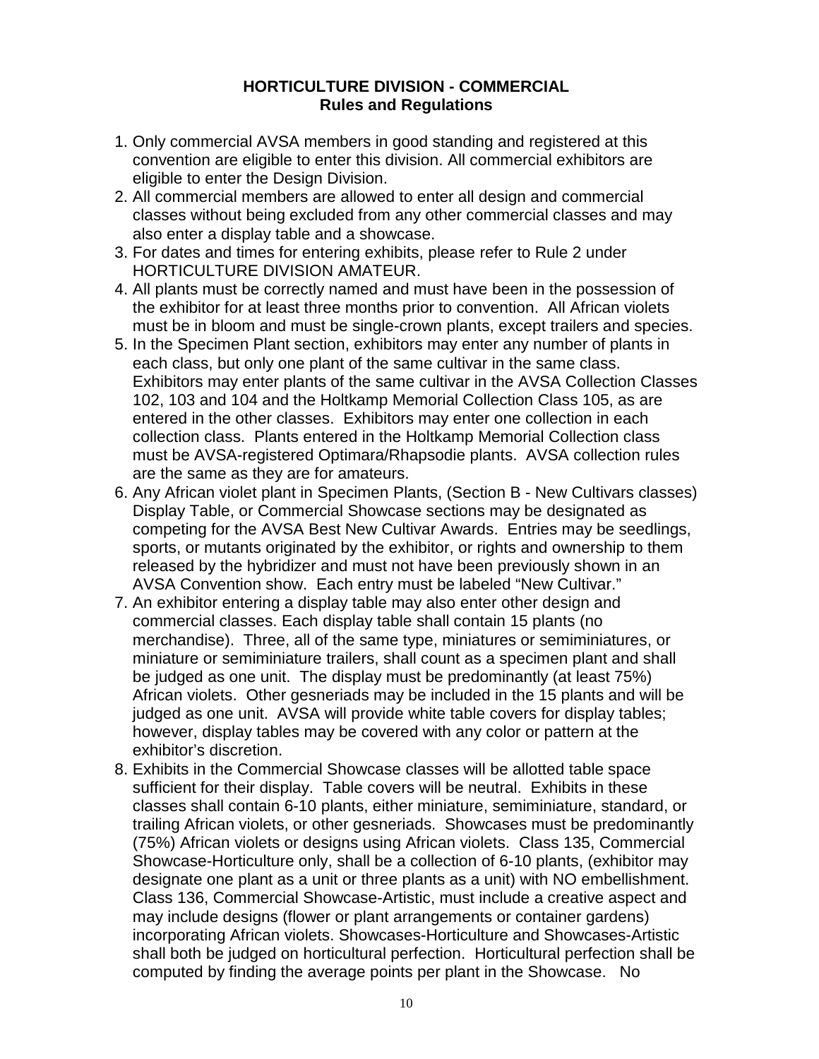## HORTICULTURE DIVISION - COMMERCIAL
### Rules and Regulations

1. Only commercial AVSA members in good standing and registered at this convention are eligible to enter this division. All commercial exhibitors are eligible to enter the Design Division.
2. All commercial members are allowed to enter all design and commercial classes without being excluded from any other commercial classes and may also enter a display table and a showcase.
3. For dates and times for entering exhibits, please refer to Rule 2 under HORTICULTURE DIVISION AMATEUR.
4. All plants must be correctly named and must have been in the possession of the exhibitor for at least three months prior to convention. All African violets must be in bloom and must be single-crown plants, except trailers and species.
5. In the Specimen Plant section, exhibitors may enter any number of plants in each class, but only one plant of the same cultivar in the same class. Exhibitors may enter plants of the same cultivar in the AVSA Collection Classes 102, 103 and 104 and the Holtkamp Memorial Collection Class 105, as are entered in the other classes. Exhibitors may enter one collection in each collection class. Plants entered in the Holtkamp Memorial Collection class must be AVSA-registered Optimara/Rhapsodie plants. AVSA collection rules are the same as they are for amateurs.
6. Any African violet plant in Specimen Plants, (Section B - New Cultivars classes) Display Table, or Commercial Showcase sections may be designated as competing for the AVSA Best New Cultivar Awards. Entries may be seedlings, sports, or mutants originated by the exhibitor, or rights and ownership to them released by the hybridizer and must not have been previously shown in an AVSA Convention show. Each entry must be labeled "New Cultivar."
7. An exhibitor entering a display table may also enter other design and commercial classes. Each display table shall contain 15 plants (no merchandise). Three, all of the same type, miniatures or semiminiatures, or miniature or semiminiature trailers, shall count as a specimen plant and shall be judged as one unit. The display must be predominantly (at least 75%) African violets. Other gesneriads may be included in the 15 plants and will be judged as one unit. AVSA will provide white table covers for display tables; however, display tables may be covered with any color or pattern at the exhibitor's discretion.
8. Exhibits in the Commercial Showcase classes will be allotted table space sufficient for their display. Table covers will be neutral. Exhibits in these classes shall contain 6-10 plants, either miniature, semiminiature, standard, or trailing African violets, or other gesneriads. Showcases must be predominantly (75%) African violets or designs using African violets. Class 135, Commercial Showcase-Horticulture only, shall be a collection of 6-10 plants, (exhibitor may designate one plant as a unit or three plants as a unit) with NO embellishment. Class 136, Commercial Showcase-Artistic, must include a creative aspect and may include designs (flower or plant arrangements or container gardens) incorporating African violets. Showcases-Horticulture and Showcases-Artistic shall both be judged on horticultural perfection. Horticultural perfection shall be computed by finding the average points per plant in the Showcase. No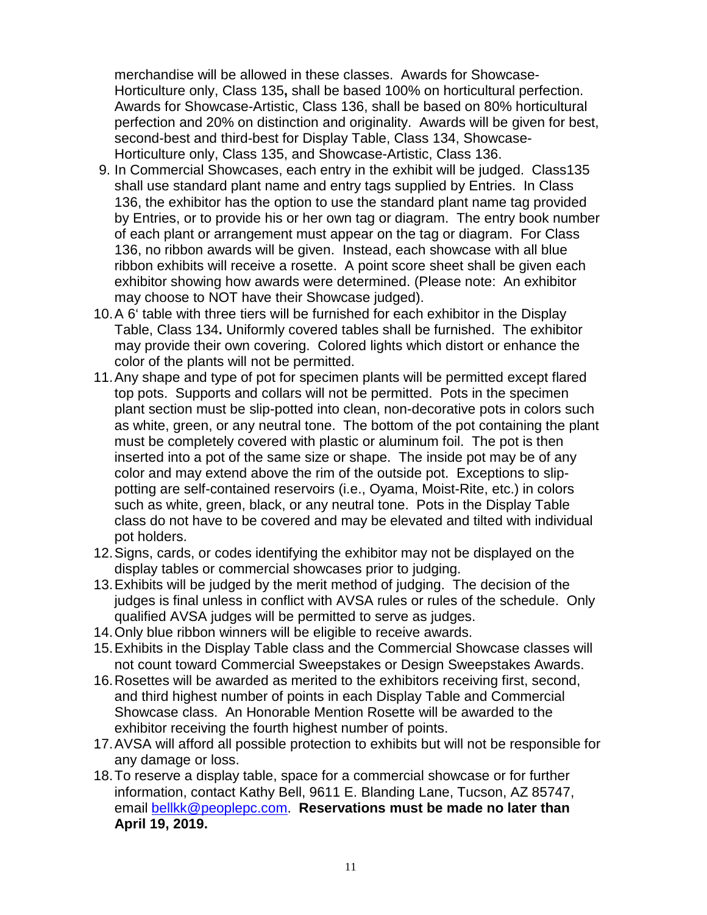merchandise will be allowed in these classes. Awards for Showcase-Horticulture only, Class 135**,** shall be based 100% on horticultural perfection. Awards for Showcase-Artistic, Class 136, shall be based on 80% horticultural perfection and 20% on distinction and originality. Awards will be given for best, second-best and third-best for Display Table, Class 134, Showcase-Horticulture only, Class 135, and Showcase-Artistic, Class 136.

9. In Commercial Showcases, each entry in the exhibit will be judged. Class135 shall use standard plant name and entry tags supplied by Entries. In Class 136, the exhibitor has the option to use the standard plant name tag provided by Entries, or to provide his or her own tag or diagram. The entry book number of each plant or arrangement must appear on the tag or diagram. For Class 136, no ribbon awards will be given. Instead, each showcase with all blue ribbon exhibits will receive a rosette. A point score sheet shall be given each exhibitor showing how awards were determined. (Please note: An exhibitor may choose to NOT have their Showcase judged).
10. A 6' table with three tiers will be furnished for each exhibitor in the Display Table, Class 134**.** Uniformly covered tables shall be furnished. The exhibitor may provide their own covering. Colored lights which distort or enhance the color of the plants will not be permitted.
11. Any shape and type of pot for specimen plants will be permitted except flared top pots. Supports and collars will not be permitted. Pots in the specimen plant section must be slip-potted into clean, non-decorative pots in colors such as white, green, or any neutral tone. The bottom of the pot containing the plant must be completely covered with plastic or aluminum foil. The pot is then inserted into a pot of the same size or shape. The inside pot may be of any color and may extend above the rim of the outside pot. Exceptions to slip-potting are self-contained reservoirs (i.e., Oyama, Moist-Rite, etc.) in colors such as white, green, black, or any neutral tone. Pots in the Display Table class do not have to be covered and may be elevated and tilted with individual pot holders.
12. Signs, cards, or codes identifying the exhibitor may not be displayed on the display tables or commercial showcases prior to judging.
13. Exhibits will be judged by the merit method of judging. The decision of the judges is final unless in conflict with AVSA rules or rules of the schedule. Only qualified AVSA judges will be permitted to serve as judges.
14. Only blue ribbon winners will be eligible to receive awards.
15. Exhibits in the Display Table class and the Commercial Showcase classes will not count toward Commercial Sweepstakes or Design Sweepstakes Awards.
16. Rosettes will be awarded as merited to the exhibitors receiving first, second, and third highest number of points in each Display Table and Commercial Showcase class. An Honorable Mention Rosette will be awarded to the exhibitor receiving the fourth highest number of points.
17. AVSA will afford all possible protection to exhibits but will not be responsible for any damage or loss.
18. To reserve a display table, space for a commercial showcase or for further information, contact Kathy Bell, 9611 E. Blanding Lane, Tucson, AZ 85747, email bellkk@peoplepc.com. **Reservations must be made no later than April 19, 2019.**